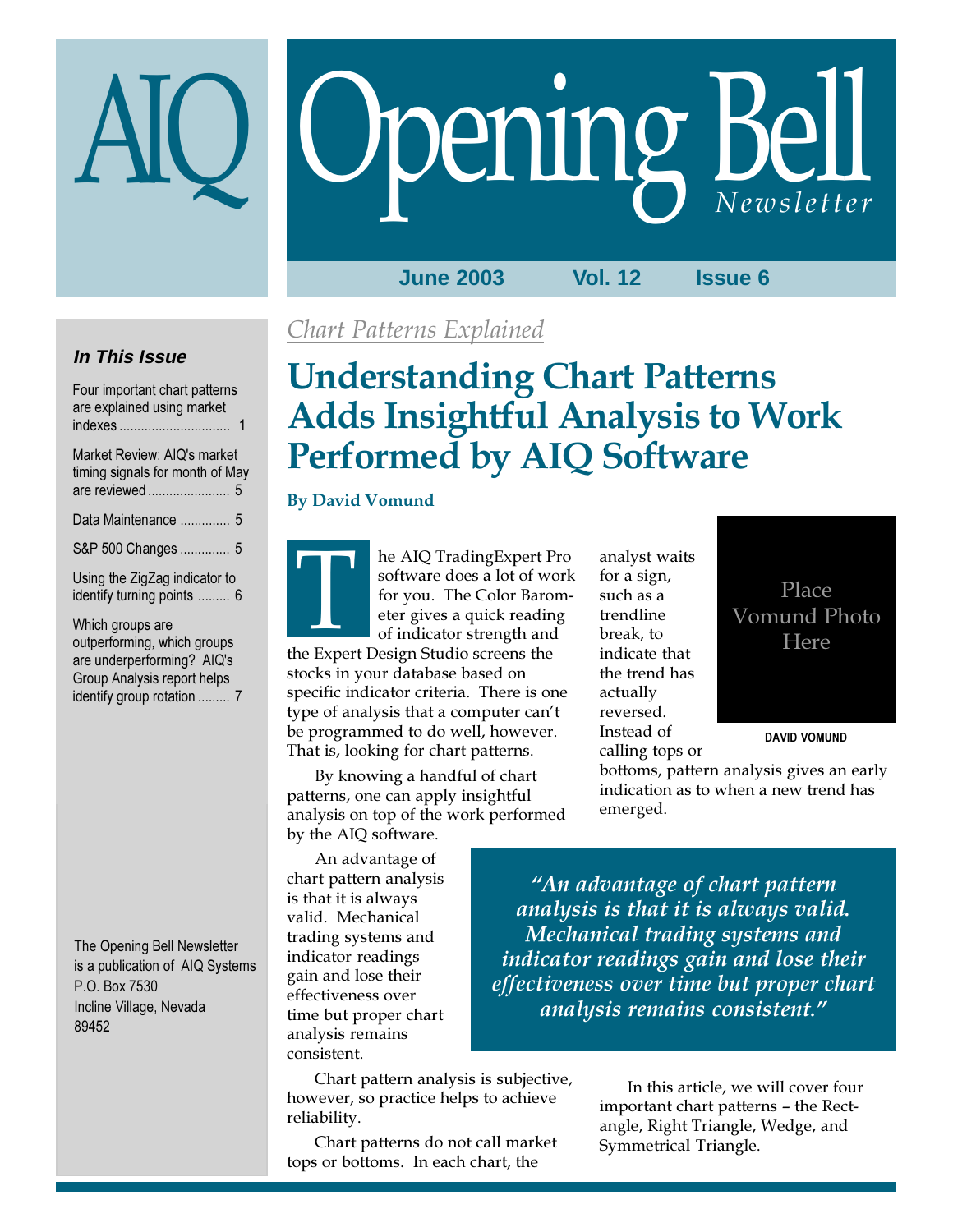# AIQ Opening Bell *Newsletter*

**June 2003 Vol. 12 Issue 6**

### *In This Issue*

Four important chart patterns are explained using market indexes ............................... 1

Market Review: AIQ's market timing signals for month of May are reviewed ....................... 5

Data Maintenance .............. 5

S&P 500 Changes .............. 5

Using the ZigZag indicator to identify turning points ......... 6

Which groups are outperforming, which groups are underperforming? AIQ's Group Analysis report helps identify group rotation ......... 7

The Opening Bell Newsletter is a publication of AIQ Systems
P.O. Box 7530
Incline Village, Nevada
89452

*Chart Patterns Explained*

# Understanding Chart Patterns Adds Insightful Analysis to Work Performed by AIQ Software

**By David Vomund**

Place Vomund Photo Here

DAVID VOMUND

The AIQ TradingExpert Pro software does a lot of work for you. The Color Barometer gives a quick reading of indicator strength and the Expert Design Studio screens the stocks in your database based on specific indicator criteria. There is one type of analysis that a computer can't be programmed to do well, however. That is, looking for chart patterns.

By knowing a handful of chart patterns, one can apply insightful analysis on top of the work performed by the AIQ software.

An advantage of chart pattern analysis is that it is always valid. Mechanical trading systems and indicator readings gain and lose their effectiveness over time but proper chart analysis remains consistent.

*"An advantage of chart pattern analysis is that it is always valid. Mechanical trading systems and indicator readings gain and lose their effectiveness over time but proper chart analysis remains consistent."*

Chart pattern analysis is subjective, however, so practice helps to achieve reliability.

Chart patterns do not call market tops or bottoms. In each chart, the analyst waits for a sign, such as a trendline break, to indicate that the trend has actually reversed. Instead of calling tops or bottoms, pattern analysis gives an early indication as to when a new trend has emerged.

In this article, we will cover four important chart patterns – the Rectangle, Right Triangle, Wedge, and Symmetrical Triangle.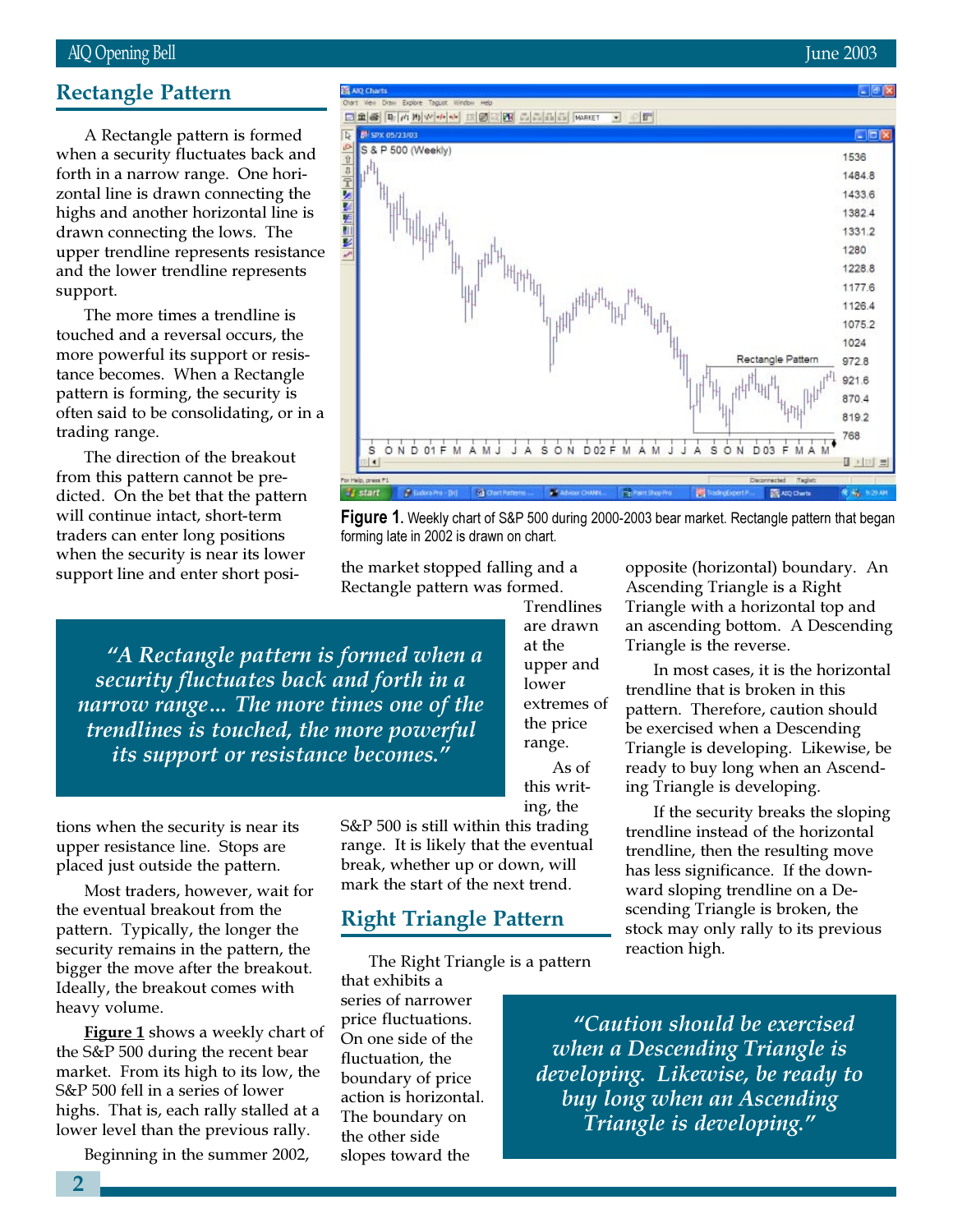## Rectangle Pattern

A Rectangle pattern is formed when a security fluctuates back and forth in a narrow range. One horizontal line is drawn connecting the highs and another horizontal line is drawn connecting the lows. The upper trendline represents resistance and the lower trendline represents support.

The more times a trendline is touched and a reversal occurs, the more powerful its support or resistance becomes. When a Rectangle pattern is forming, the security is often said to be consolidating, or in a trading range.

The direction of the breakout from this pattern cannot be predicted. On the bet that the pattern will continue intact, short-term traders can enter long positions when the security is near its lower support line and enter short positions when the security is near its upper resistance line. Stops are placed just outside the pattern.

> *"A Rectangle pattern is formed when a security fluctuates back and forth in a narrow range... The more times one of the trendlines is touched, the more powerful its support or resistance becomes."*

Most traders, however, wait for the eventual breakout from the pattern. Typically, the longer the security remains in the pattern, the bigger the move after the breakout. Ideally, the breakout comes with heavy volume.

**Figure 1** shows a weekly chart of the S&P 500 during the recent bear market. From its high to its low, the S&P 500 fell in a series of lower highs. That is, each rally stalled at a lower level than the previous rally.

Beginning in the summer 2002, the market stopped falling and a Rectangle pattern was formed. Trendlines are drawn at the upper and lower extremes of the price range.

**Figure 1.** Weekly chart of S&P 500 during 2000-2003 bear market. Rectangle pattern that began forming late in 2002 is drawn on chart.

As of this writing, the S&P 500 is still within this trading range. It is likely that the eventual break, whether up or down, will mark the start of the next trend.

## Right Triangle Pattern

The Right Triangle is a pattern that exhibits a series of narrower price fluctuations. On one side of the fluctuation, the boundary of price action is horizontal. The boundary on the other side slopes toward the opposite (horizontal) boundary. An Ascending Triangle is a Right Triangle with a horizontal top and an ascending bottom. A Descending Triangle is the reverse.

In most cases, it is the horizontal trendline that is broken in this pattern. Therefore, caution should be exercised when a Descending Triangle is developing. Likewise, be ready to buy long when an Ascending Triangle is developing.

If the security breaks the sloping trendline instead of the horizontal trendline, then the resulting move has less significance. If the downward sloping trendline on a Descending Triangle is broken, the stock may only rally to its previous reaction high.

> *"Caution should be exercised when a Descending Triangle is developing. Likewise, be ready to buy long when an Ascending Triangle is developing."*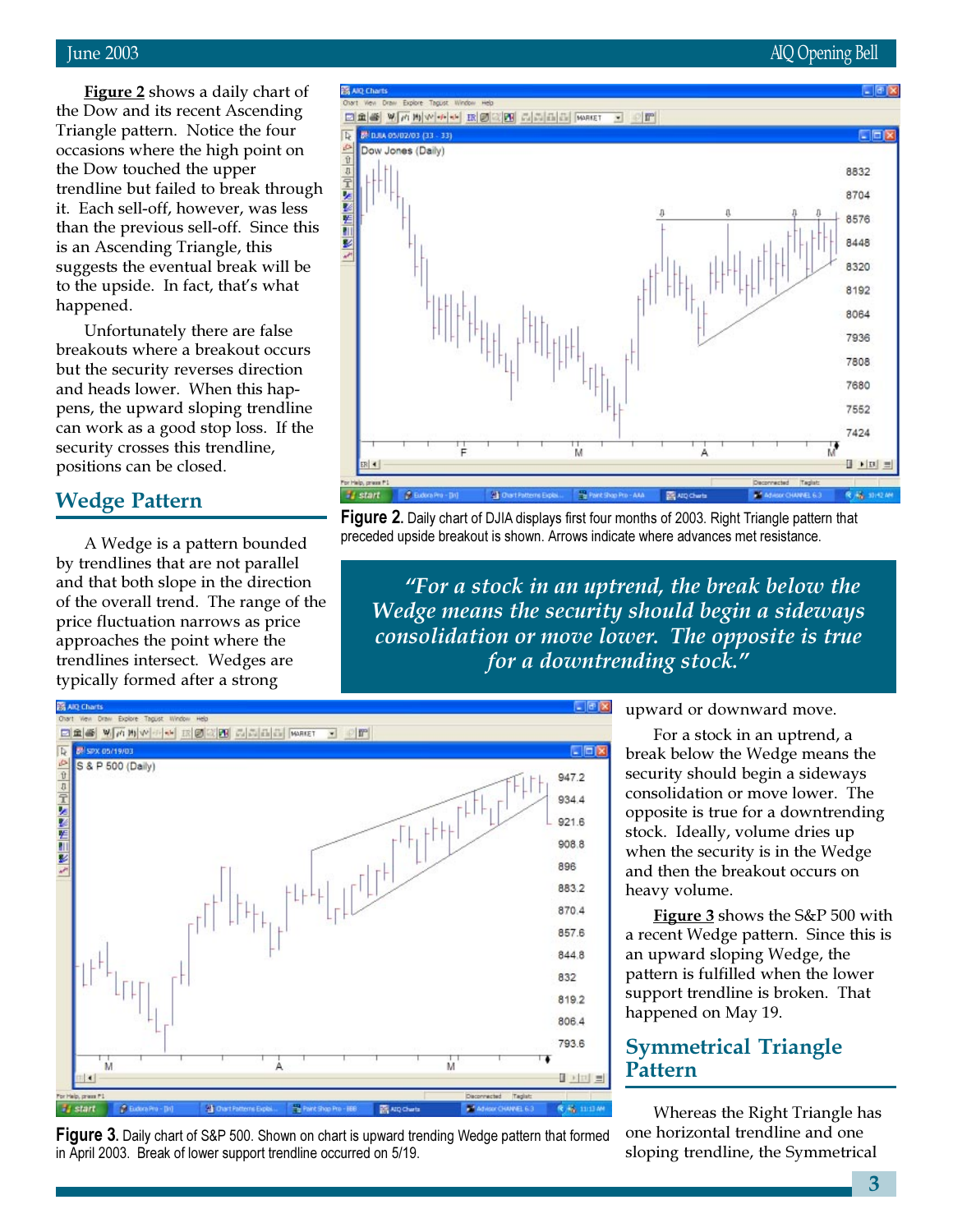Figure 2 shows a daily chart of the Dow and its recent Ascending Triangle pattern. Notice the four occasions where the high point on the Dow touched the upper trendline but failed to break through it. Each sell-off, however, was less than the previous sell-off. Since this is an Ascending Triangle, this suggests the eventual break will be to the upside. In fact, that's what happened.

Unfortunately there are false breakouts where a breakout occurs but the security reverses direction and heads lower. When this happens, the upward sloping trendline can work as a good stop loss. If the security crosses this trendline, positions can be closed.

**Figure 2.** Daily chart of DJIA displays first four months of 2003. Right Triangle pattern that preceded upside breakout is shown. Arrows indicate where advances met resistance.

## Wedge Pattern

A Wedge is a pattern bounded by trendlines that are not parallel and that both slope in the direction of the overall trend. The range of the price fluctuation narrows as price approaches the point where the trendlines intersect. Wedges are typically formed after a strong upward or downward move.

> *"For a stock in an uptrend, the break below the Wedge means the security should begin a sideways consolidation or move lower. The opposite is true for a downtrending stock."*

For a stock in an uptrend, a break below the Wedge means the security should begin a sideways consolidation or move lower. The opposite is true for a downtrending stock. Ideally, volume dries up when the security is in the Wedge and then the breakout occurs on heavy volume.

Figure 3 shows the S&P 500 with a recent Wedge pattern. Since this is an upward sloping Wedge, the pattern is fulfilled when the lower support trendline is broken. That happened on May 19.

**Figure 3.** Daily chart of S&P 500. Shown on chart is upward trending Wedge pattern that formed in April 2003. Break of lower support trendline occurred on 5/19.

## Symmetrical Triangle Pattern

Whereas the Right Triangle has one horizontal trendline and one sloping trendline, the Symmetrical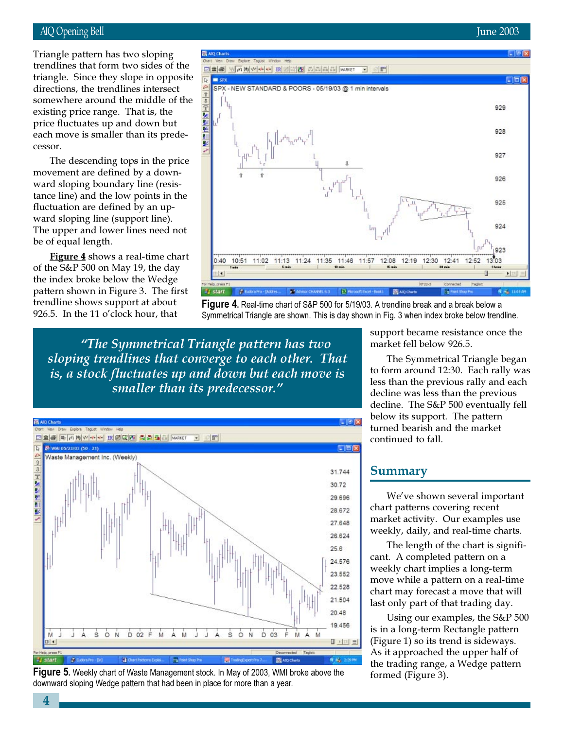Triangle pattern has two sloping trendlines that form two sides of the triangle. Since they slope in opposite directions, the trendlines intersect somewhere around the middle of the existing price range. That is, the price fluctuates up and down but each move is smaller than its predecessor.

The descending tops in the price movement are defined by a downward sloping boundary line (resistance line) and the low points in the fluctuation are defined by an upward sloping line (support line). The upper and lower lines need not be of equal length.

**Figure 4** shows a real-time chart of the S&P 500 on May 19, the day the index broke below the Wedge pattern shown in Figure 3. The first trendline shows support at about 926.5. In the 11 o'clock hour, that support became resistance once the market fell below 926.5.

**Figure 4.** Real-time chart of S&P 500 for 5/19/03. A trendline break and a break below a Symmetrical Triangle are shown. This is day shown in Fig. 3 when index broke below trendline.

> *"The Symmetrical Triangle pattern has two sloping trendlines that converge to each other. That is, a stock fluctuates up and down but each move is smaller than its predecessor."*

The Symmetrical Triangle began to form around 12:30. Each rally was less than the previous rally and each decline was less than the previous decline. The S&P 500 eventually fell below its support. The pattern turned bearish and the market continued to fall.

**Figure 5.** Weekly chart of Waste Management stock. In May of 2003, WMI broke above the downward sloping Wedge pattern that had been in place for more than a year.

## Summary

We've shown several important chart patterns covering recent market activity. Our examples use weekly, daily, and real-time charts.

The length of the chart is significant. A completed pattern on a weekly chart implies a long-term move while a pattern on a real-time chart may forecast a move that will last only part of that trading day.

Using our examples, the S&P 500 is in a long-term Rectangle pattern (Figure 1) so its trend is sideways. As it approached the upper half of the trading range, a Wedge pattern formed (Figure 3).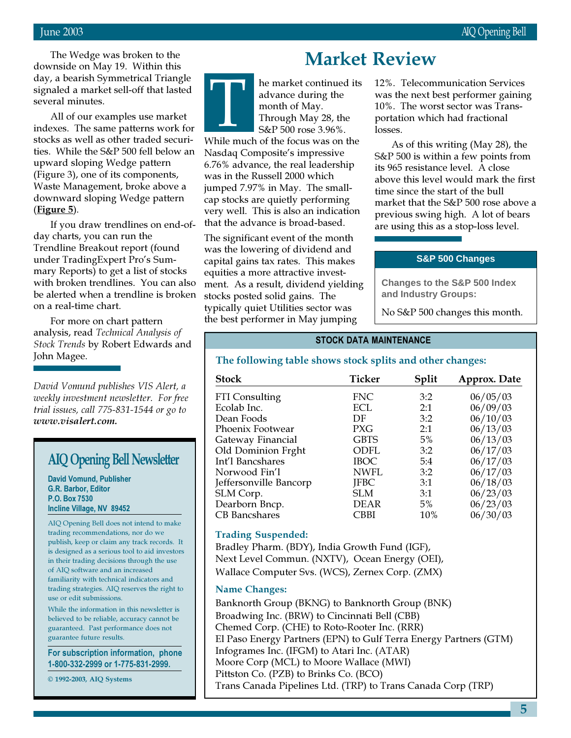The Wedge was broken to the downside on May 19. Within this day, a bearish Symmetrical Triangle signaled a market sell-off that lasted several minutes.

All of our examples use market indexes. The same patterns work for stocks as well as other traded securities. While the S&P 500 fell below an upward sloping Wedge pattern (Figure 3), one of its components, Waste Management, broke above a downward sloping Wedge pattern (**Figure 5**).

If you draw trendlines on end-of-day charts, you can run the Trendline Breakout report (found under TradingExpert Pro's Summary Reports) to get a list of stocks with broken trendlines. You can also be alerted when a trendline is broken on a real-time chart.

For more on chart pattern analysis, read *Technical Analysis of Stock Trends* by Robert Edwards and John Magee.

*David Vomund publishes VIS Alert, a weekly investment newsletter. For free trial issues, call 775-831-1544 or go to* ***www.visalert.com.***

## AIQ Opening Bell Newsletter

**David Vomund, Publisher**
**G.R. Barbor, Editor**
**P.O. Box 7530**
**Incline Village, NV 89452**

AIQ Opening Bell does not intend to make trading recommendations, nor do we publish, keep or claim any track records. It is designed as a serious tool to aid investors in their trading decisions through the use of AIQ software and an increased familiarity with technical indicators and trading strategies. AIQ reserves the right to use or edit submissions.

While the information in this newsletter is believed to be reliable, accuracy cannot be guaranteed. Past performance does not guarantee future results.

**For subscription information, phone 1-800-332-2999 or 1-775-831-2999.**

**© 1992-2003, AIQ Systems**

# Market Review

The market continued its advance during the month of May. Through May 28, the S&P 500 rose 3.96%. While much of the focus was on the Nasdaq Composite's impressive 6.76% advance, the real leadership was in the Russell 2000 which jumped 7.97% in May. The small-cap stocks are quietly performing very well. This is also an indication that the advance is broad-based.

The significant event of the month was the lowering of dividend and capital gains tax rates. This makes equities a more attractive investment. As a result, dividend yielding stocks posted solid gains. The typically quiet Utilities sector was the best performer in May jumping 12%. Telecommunication Services was the next best performer gaining 10%. The worst sector was Transportation which had fractional losses.

As of this writing (May 28), the S&P 500 is within a few points from its 965 resistance level. A close above this level would mark the first time since the start of the bull market that the S&P 500 rose above a previous swing high. A lot of bears are using this as a stop-loss level.

### S&P 500 Changes

**Changes to the S&P 500 Index and Industry Groups:**

No S&P 500 changes this month.

### STOCK DATA MAINTENANCE

**The following table shows stock splits and other changes:**

| Stock | Ticker | Split | Approx. Date |
|---|---|---|---|
| FTI Consulting | FNC | 3:2 | 06/05/03 |
| Ecolab Inc. | ECL | 2:1 | 06/09/03 |
| Dean Foods | DF | 3:2 | 06/10/03 |
| Phoenix Footwear | PXG | 2:1 | 06/13/03 |
| Gateway Financial | GBTS | 5% | 06/13/03 |
| Old Dominion Frght | ODFL | 3:2 | 06/17/03 |
| Int'l Bancshares | IBOC | 5:4 | 06/17/03 |
| Norwood Fin'l | NWFL | 3:2 | 06/17/03 |
| Jeffersonville Bancorp | JFBC | 3:1 | 06/18/03 |
| SLM Corp. | SLM | 3:1 | 06/23/03 |
| Dearborn Bncp. | DEAR | 5% | 06/23/03 |
| CB Bancshares | CBBI | 10% | 06/30/03 |

**Trading Suspended:**

Bradley Pharm. (BDY), India Growth Fund (IGF), Next Level Commun. (NXTV), Ocean Energy (OEI), Wallace Computer Svs. (WCS), Zernex Corp. (ZMX)

**Name Changes:**

Banknorth Group (BKNG) to Banknorth Group (BNK)
Broadwing Inc. (BRW) to Cincinnati Bell (CBB)
Chemed Corp. (CHE) to Roto-Rooter Inc. (RRR)
El Paso Energy Partners (EPN) to Gulf Terra Energy Partners (GTM)
Infogrames Inc. (IFGM) to Atari Inc. (ATAR)
Moore Corp (MCL) to Moore Wallace (MWI)
Pittston Co. (PZB) to Brinks Co. (BCO)
Trans Canada Pipelines Ltd. (TRP) to Trans Canada Corp (TRP)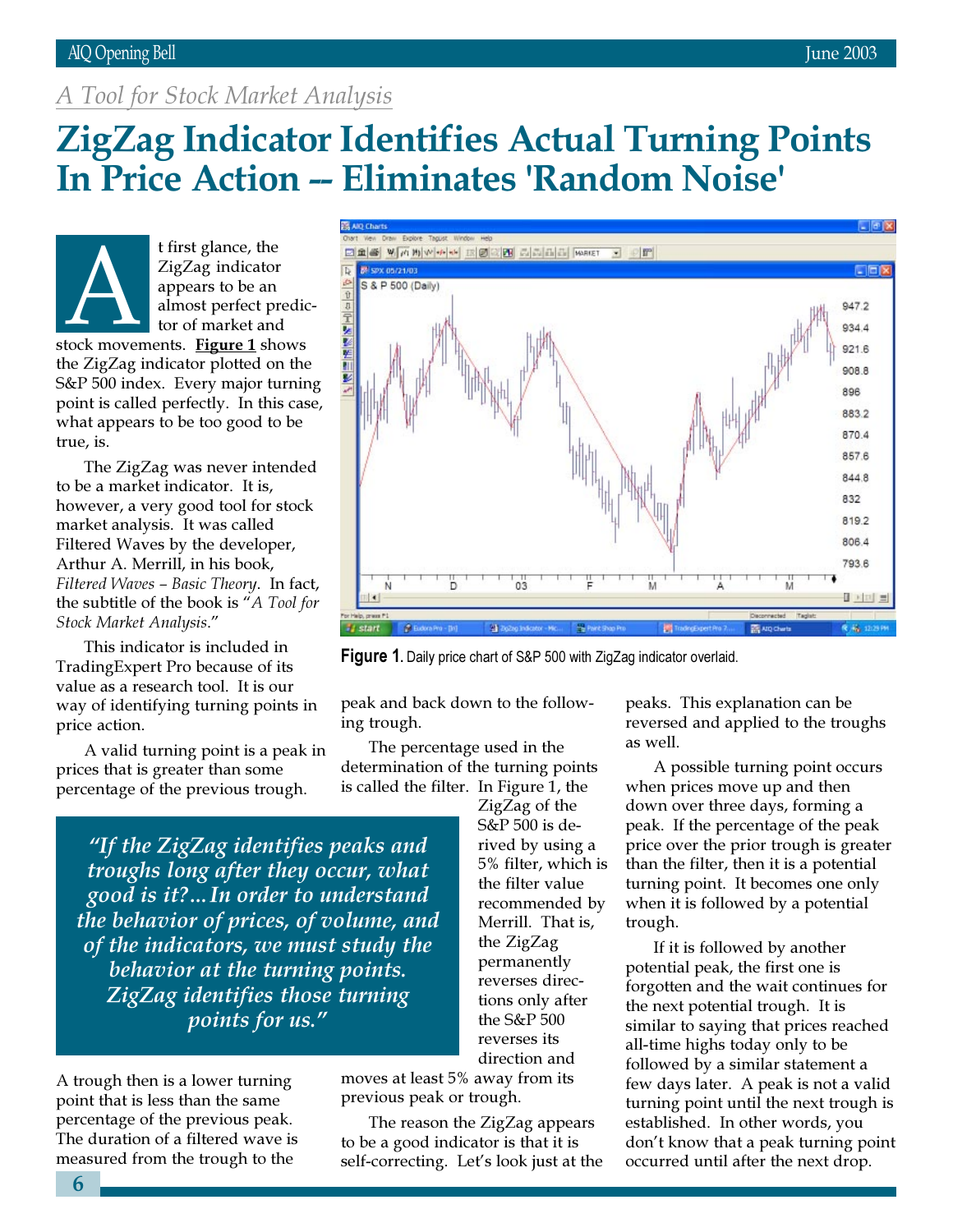*A Tool for Stock Market Analysis*

# ZigZag Indicator Identifies Actual Turning Points In Price Action -- Eliminates 'Random Noise'

At first glance, the ZigZag indicator appears to be an almost perfect predictor of market and stock movements. **Figure 1** shows the ZigZag indicator plotted on the S&P 500 index. Every major turning point is called perfectly. In this case, what appears to be too good to be true, is.

The ZigZag was never intended to be a market indicator. It is, however, a very good tool for stock market analysis. It was called Filtered Waves by the developer, Arthur A. Merrill, in his book, *Filtered Waves – Basic Theory*. In fact, the subtitle of the book is "*A Tool for Stock Market Analysis*."

This indicator is included in TradingExpert Pro because of its value as a research tool. It is our way of identifying turning points in price action.

A valid turning point is a peak in prices that is greater than some percentage of the previous trough. A trough then is a lower turning point that is less than the same percentage of the previous peak. The duration of a filtered wave is measured from the trough to the peak and back down to the following trough.

**Figure 1.** Daily price chart of S&P 500 with ZigZag indicator overlaid.

> *"If the ZigZag identifies peaks and troughs long after they occur, what good is it?...In order to understand the behavior of prices, of volume, and of the indicators, we must study the behavior at the turning points. ZigZag identifies those turning points for us."*

The percentage used in the determination of the turning points is called the filter. In Figure 1, the ZigZag of the S&P 500 is derived by using a 5% filter, which is the filter value recommended by Merrill. That is, the ZigZag permanently reverses directions only after the S&P 500 reverses its direction and moves at least 5% away from its previous peak or trough.

The reason the ZigZag appears to be a good indicator is that it is self-correcting. Let's look just at the peaks. This explanation can be reversed and applied to the troughs as well.

A possible turning point occurs when prices move up and then down over three days, forming a peak. If the percentage of the peak price over the prior trough is greater than the filter, then it is a potential turning point. It becomes one only when it is followed by a potential trough.

If it is followed by another potential peak, the first one is forgotten and the wait continues for the next potential trough. It is similar to saying that prices reached all-time highs today only to be followed by a similar statement a few days later. A peak is not a valid turning point until the next trough is established. In other words, you don't know that a peak turning point occurred until after the next drop.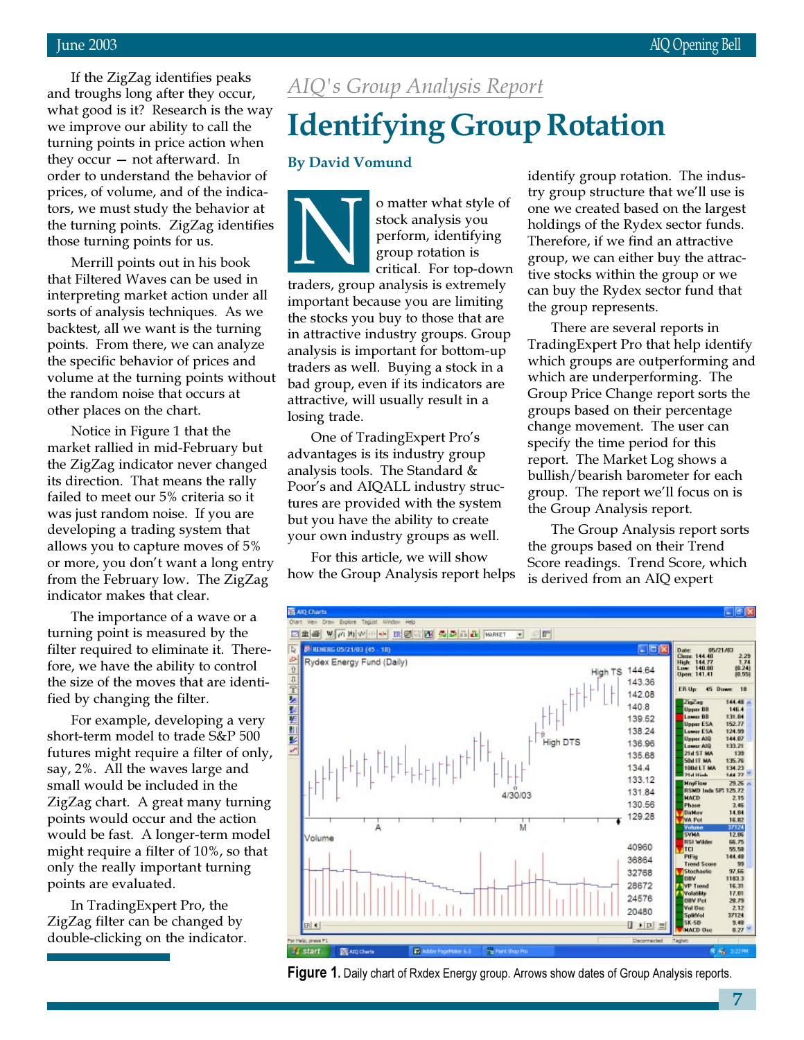If the ZigZag identifies peaks and troughs long after they occur, what good is it? Research is the way we improve our ability to call the turning points in price action when they occur — not afterward. In order to understand the behavior of prices, of volume, and of the indicators, we must study the behavior at the turning points. ZigZag identifies those turning points for us.

Merrill points out in his book that Filtered Waves can be used in interpreting market action under all sorts of analysis techniques. As we backtest, all we want is the turning points. From there, we can analyze the specific behavior of prices and volume at the turning points without the random noise that occurs at other places on the chart.

Notice in Figure 1 that the market rallied in mid-February but the ZigZag indicator never changed its direction. That means the rally failed to meet our 5% criteria so it was just random noise. If you are developing a trading system that allows you to capture moves of 5% or more, you don't want a long entry from the February low. The ZigZag indicator makes that clear.

The importance of a wave or a turning point is measured by the filter required to eliminate it. Therefore, we have the ability to control the size of the moves that are identified by changing the filter.

For example, developing a very short-term model to trade S&P 500 futures might require a filter of only, say, 2%. All the waves large and small would be included in the ZigZag chart. A great many turning points would occur and the action would be fast. A longer-term model might require a filter of 10%, so that only the really important turning points are evaluated.

In TradingExpert Pro, the ZigZag filter can be changed by double-clicking on the indicator.

*AIQ's Group Analysis Report*

# Identifying Group Rotation

**By David Vomund**

No matter what style of stock analysis you perform, identifying group rotation is critical. For top-down traders, group analysis is extremely important because you are limiting the stocks you buy to those that are in attractive industry groups. Group analysis is important for bottom-up traders as well. Buying a stock in a bad group, even if its indicators are attractive, will usually result in a losing trade.

One of TradingExpert Pro's advantages is its industry group analysis tools. The Standard & Poor's and AIQALL industry structures are provided with the system but you have the ability to create your own industry groups as well.

For this article, we will show how the Group Analysis report helps identify group rotation. The industry group structure that we'll use is one we created based on the largest holdings of the Rydex sector funds. Therefore, if we find an attractive group, we can either buy the attractive stocks within the group or we can buy the Rydex sector fund that the group represents.

There are several reports in TradingExpert Pro that help identify which groups are outperforming and which are underperforming. The Group Price Change report sorts the groups based on their percentage change movement. The user can specify the time period for this report. The Market Log shows a bullish/bearish barometer for each group. The report we'll focus on is the Group Analysis report.

The Group Analysis report sorts the groups based on their Trend Score readings. Trend Score, which is derived from an AIQ expert

**Figure 1.** Daily chart of Rxdex Energy group. Arrows show dates of Group Analysis reports.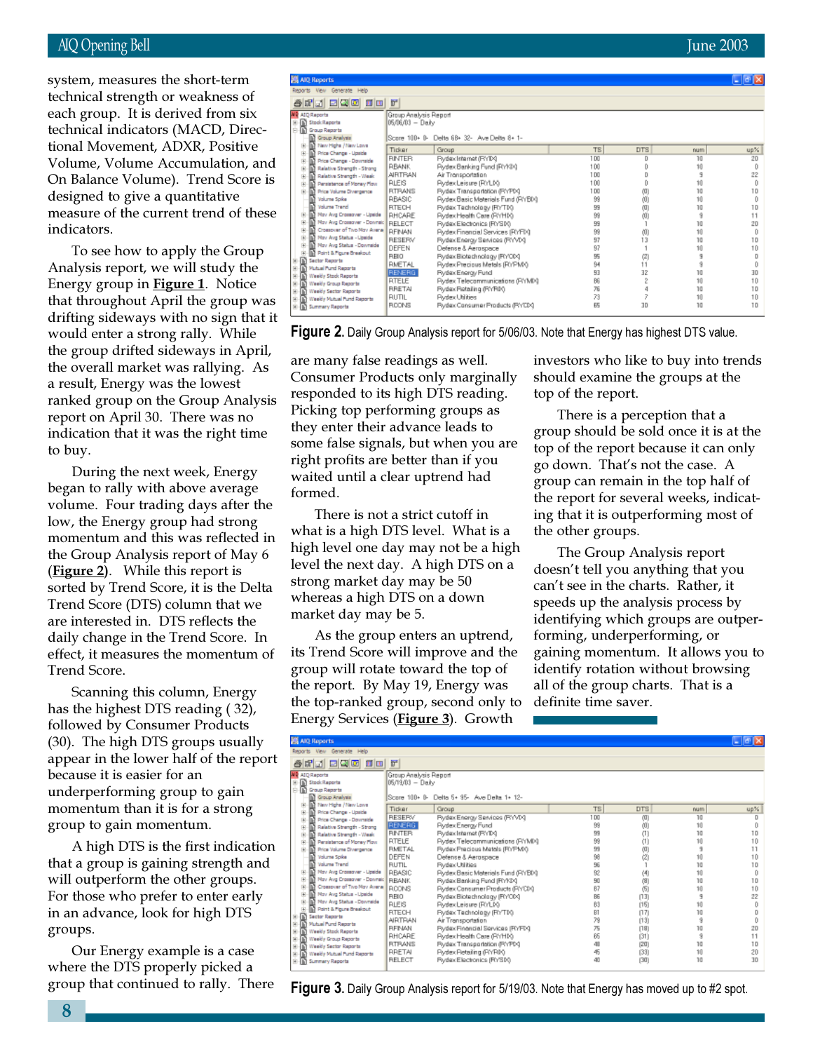system, measures the short-term technical strength or weakness of each group. It is derived from six technical indicators (MACD, Directional Movement, ADXR, Positive Volume, Volume Accumulation, and On Balance Volume). Trend Score is designed to give a quantitative measure of the current trend of these indicators.

To see how to apply the Group Analysis report, we will study the Energy group in **Figure 1**. Notice that throughout April the group was drifting sideways with no sign that it would enter a strong rally. While the group drifted sideways in April, the overall market was rallying. As a result, Energy was the lowest ranked group on the Group Analysis report on April 30. There was no indication that it was the right time to buy.

During the next week, Energy began to rally with above average volume. Four trading days after the low, the Energy group had strong momentum and this was reflected in the Group Analysis report of May 6 (**Figure 2**). While this report is sorted by Trend Score, it is the Delta Trend Score (DTS) column that we are interested in. DTS reflects the daily change in the Trend Score. In effect, it measures the momentum of Trend Score.

Scanning this column, Energy has the highest DTS reading ( 32), followed by Consumer Products (30). The high DTS groups usually appear in the lower half of the report because it is easier for an underperforming group to gain momentum than it is for a strong group to gain momentum.

A high DTS is the first indication that a group is gaining strength and will outperform the other groups. For those who prefer to enter early in an advance, look for high DTS groups.

Our Energy example is a case where the DTS properly picked a group that continued to rally. There are many false readings as well. Consumer Products only marginally responded to its high DTS reading. Picking top performing groups as they enter their advance leads to some false signals, but when you are right profits are better than if you waited until a clear uptrend had formed.

There is not a strict cutoff in what is a high DTS level. What is a high level one day may not be a high level the next day. A high DTS on a strong market day may be 50 whereas a high DTS on a down market day may be 5.

As the group enters an uptrend, its Trend Score will improve and the group will rotate toward the top of the report. By May 19, Energy was the top-ranked group, second only to Energy Services (**Figure 3**). Growth investors who like to buy into trends should examine the groups at the top of the report.

There is a perception that a group should be sold once it is at the top of the report because it can only go down. That's not the case. A group can remain in the top half of the report for several weeks, indicating that it is outperforming most of the other groups.

The Group Analysis report doesn't tell you anything that you can't see in the charts. Rather, it speeds up the analysis process by identifying which groups are outperforming, underperforming, or gaining momentum. It allows you to identify rotation without browsing all of the group charts. That is a definite time saver.

Group Analysis Report
05/06/03 -- Daily

Score 100+ 0- Delta 68+ 32- Ave Delta 8+ 1-

| Ticker | Group | TS | DTS | num | up% |
|---|---|---|---|---|---|
| RINTER | Rydex Internet (RYIIX) | 100 | 0 | 10 | 20 |
| RBANK | Rydex Banking Fund (RYKIX) | 100 | 0 | 10 | 0 |
| AIRTRAN | Air Transportation | 100 | 0 | 9 | 22 |
| RLEIS | Rydex Leisure (RYLIX) | 100 | 0 | 10 | 0 |
| RTRANS | Rydex Transportation (RYPIX) | 100 | (0) | 10 | 10 |
| RBASIC | Rydex Basic Materials Fund (RYBIX) | 99 | (0) | 10 | 0 |
| RHCARE | Rydex Health Care (RYHIX) | 99 | (0) | 10 | 10 |
| RTECH | Rydex Technology (RYTIX) | 99 | (0) | 10 | 10 |
| RELECT | Rydex Electronics (RYSIX) | 99 | (0) | 9 | 11 |
| RFINAN | Rydex Financial Services (RYFIX) | 99 | 1 | 10 | 20 |
| RESERV | Rydex Energy Services (RYVIX) | 99 | (0) | 10 | 0 |
| DEFEN | Defense & Aerospace | 97 | 13 | 10 | 10 |
| RBIO | Rydex Biotechnology (RYOIX) | 97 | 1 | 10 | 10 |
| RMETAL | Rydex Precious Metals (RYPMX) | 95 | (2) | 9 | 0 |
| RENERG | Rydex Energy Fund | 94 | 11 | 9 | 0 |
| RTELE | Rydex Telecommunications (RYMIX) | 93 | 32 | 10 | 30 |
| RRETAI | Rydex Retailing (RYRIX) | 86 | 2 | 10 | 10 |
| RUTIL | Rydex Utilities | 76 | 4 | 10 | 10 |
| RCONS | Rydex Consumer Products (RYCIX) | 73 | 7 | 10 | 10 |
| | | 65 | 30 | 10 | 10 |

**Figure 2.** Daily Group Analysis report for 5/06/03. Note that Energy has highest DTS value.

Group Analysis Report
05/19/03 -- Daily

Score 100+ 0- Delta 5+ 95- Ave Delta 1+ 12-

| Ticker | Group | TS | DTS | num | up% |
|---|---|---|---|---|---|
| RESERV | Rydex Energy Services (RYVIX) | 100 | (0) | 10 | 0 |
| RENERG | Rydex Energy Fund | 99 | (0) | 10 | 0 |
| RINTER | Rydex Internet (RYIIX) | 99 | (1) | 10 | 10 |
| RTELE | Rydex Telecommunications (RYMIX) | 99 | (1) | 10 | 10 |
| RMETAL | Rydex Precious Metals (RYPMX) | 99 | (0) | 9 | 11 |
| DEFEN | Defense & Aerospace | 98 | (2) | 10 | 10 |
| RUTIL | Rydex Utilities | 96 | 1 | 10 | 10 |
| RBASIC | Rydex Basic Materials Fund (RYBIX) | 92 | (4) | 10 | 0 |
| RBANK | Rydex Banking Fund (RYKIX) | 90 | (8) | 10 | 10 |
| RCONS | Rydex Consumer Products (RYCIX) | 87 | (5) | 10 | 10 |
| RBIO | Rydex Biotechnology (RYOIX) | 86 | (13) | 9 | 22 |
| RLEIS | Rydex Leisure (RYLIX) | 83 | (15) | 10 | 0 |
| RTECH | Rydex Technology (RYTIX) | 81 | (17) | 10 | 0 |
| AIRTRAN | Air Transportation | 79 | (13) | 9 | 0 |
| RFINAN | Rydex Financial Services (RYFIX) | 75 | (18) | 10 | 20 |
| RHCARE | Rydex Health Care (RYHIX) | 65 | (31) | 9 | 11 |
| RTRANS | Rydex Transportation (RYPIX) | 48 | (20) | 10 | 10 |
| RRETAI | Rydex Retailing (RYRIX) | 45 | (33) | 10 | 20 |
| RELECT | Rydex Electronics (RYSIX) | 40 | (30) | 10 | 30 |

**Figure 3.** Daily Group Analysis report for 5/19/03. Note that Energy has moved up to #2 spot.